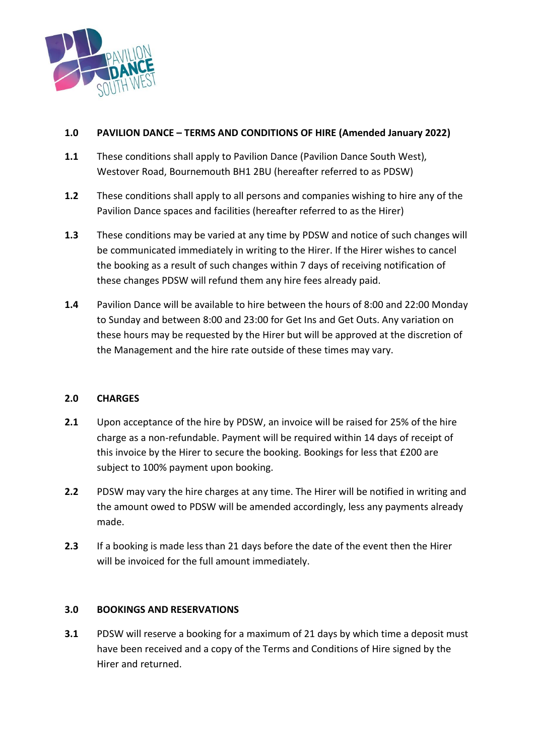## 1.0 PAVILION DANCE – TERMS AND CONDITIONS OF HIRE (Amended January 2022)

**1.1** These conditions shall apply to Pavilion Dance (Pavilion Dance South West), Westover Road, Bournemouth BH1 2BU (hereafter referred to as PDSW)

**1.2** These conditions shall apply to all persons and companies wishing to hire any of the Pavilion Dance spaces and facilities (hereafter referred to as the Hirer)

**1.3** These conditions may be varied at any time by PDSW and notice of such changes will be communicated immediately in writing to the Hirer. If the Hirer wishes to cancel the booking as a result of such changes within 7 days of receiving notification of these changes PDSW will refund them any hire fees already paid.

**1.4** Pavilion Dance will be available to hire between the hours of 8:00 and 22:00 Monday to Sunday and between 8:00 and 23:00 for Get Ins and Get Outs. Any variation on these hours may be requested by the Hirer but will be approved at the discretion of the Management and the hire rate outside of these times may vary.

## 2.0 CHARGES

**2.1** Upon acceptance of the hire by PDSW, an invoice will be raised for 25% of the hire charge as a non-refundable. Payment will be required within 14 days of receipt of this invoice by the Hirer to secure the booking. Bookings for less that £200 are subject to 100% payment upon booking.

**2.2** PDSW may vary the hire charges at any time. The Hirer will be notified in writing and the amount owed to PDSW will be amended accordingly, less any payments already made.

**2.3** If a booking is made less than 21 days before the date of the event then the Hirer will be invoiced for the full amount immediately.

## 3.0 BOOKINGS AND RESERVATIONS

**3.1** PDSW will reserve a booking for a maximum of 21 days by which time a deposit must have been received and a copy of the Terms and Conditions of Hire signed by the Hirer and returned.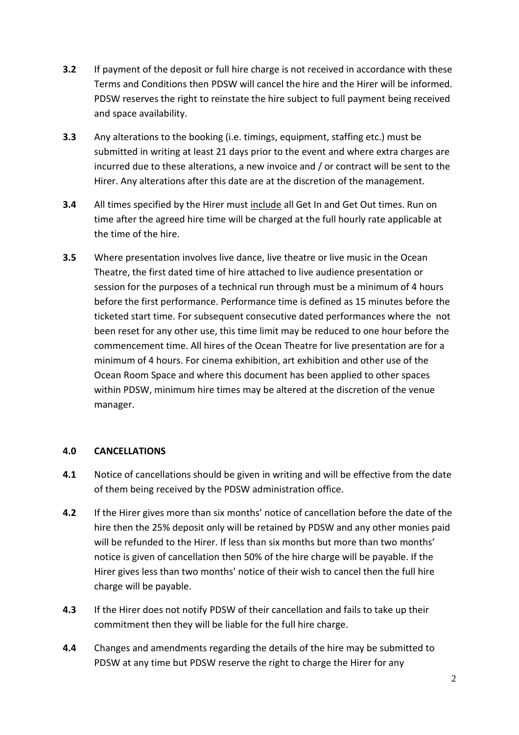**3.2** If payment of the deposit or full hire charge is not received in accordance with these Terms and Conditions then PDSW will cancel the hire and the Hirer will be informed. PDSW reserves the right to reinstate the hire subject to full payment being received and space availability.

**3.3** Any alterations to the booking (i.e. timings, equipment, staffing etc.) must be submitted in writing at least 21 days prior to the event and where extra charges are incurred due to these alterations, a new invoice and / or contract will be sent to the Hirer. Any alterations after this date are at the discretion of the management.

**3.4** All times specified by the Hirer must <u>include</u> all Get In and Get Out times. Run on time after the agreed hire time will be charged at the full hourly rate applicable at the time of the hire.

**3.5** Where presentation involves live dance, live theatre or live music in the Ocean Theatre, the first dated time of hire attached to live audience presentation or session for the purposes of a technical run through must be a minimum of 4 hours before the first performance. Performance time is defined as 15 minutes before the ticketed start time. For subsequent consecutive dated performances where the  not been reset for any other use, this time limit may be reduced to one hour before the commencement time. All hires of the Ocean Theatre for live presentation are for a minimum of 4 hours. For cinema exhibition, art exhibition and other use of the Ocean Room Space and where this document has been applied to other spaces within PDSW, minimum hire times may be altered at the discretion of the venue manager.

### 4.0 CANCELLATIONS

**4.1** Notice of cancellations should be given in writing and will be effective from the date of them being received by the PDSW administration office.

**4.2** If the Hirer gives more than six months' notice of cancellation before the date of the hire then the 25% deposit only will be retained by PDSW and any other monies paid will be refunded to the Hirer. If less than six months but more than two months' notice is given of cancellation then 50% of the hire charge will be payable. If the Hirer gives less than two months' notice of their wish to cancel then the full hire charge will be payable.

**4.3** If the Hirer does not notify PDSW of their cancellation and fails to take up their commitment then they will be liable for the full hire charge.

**4.4** Changes and amendments regarding the details of the hire may be submitted to PDSW at any time but PDSW reserve the right to charge the Hirer for any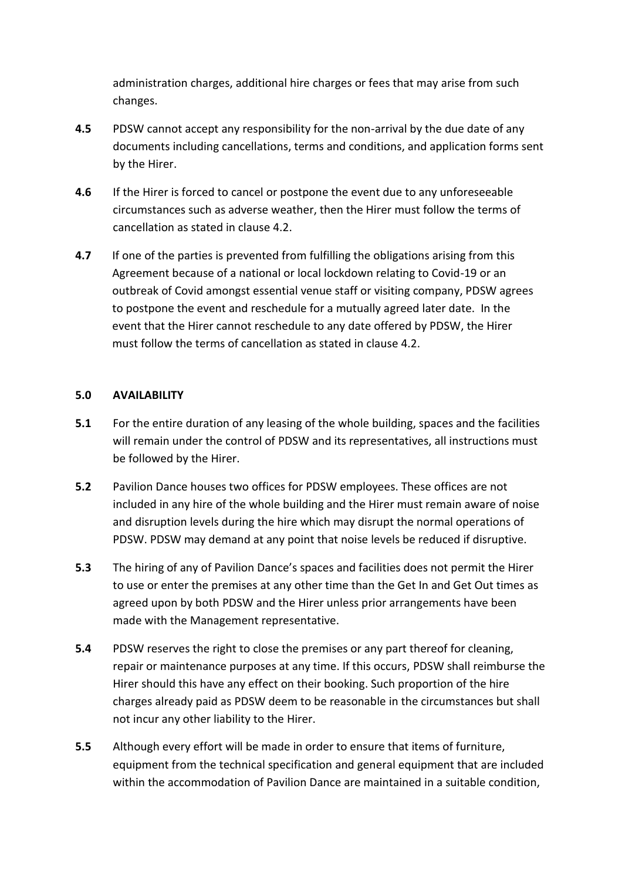administration charges, additional hire charges or fees that may arise from such changes.

**4.5** PDSW cannot accept any responsibility for the non-arrival by the due date of any documents including cancellations, terms and conditions, and application forms sent by the Hirer.

**4.6** If the Hirer is forced to cancel or postpone the event due to any unforeseeable circumstances such as adverse weather, then the Hirer must follow the terms of cancellation as stated in clause 4.2.

**4.7** If one of the parties is prevented from fulfilling the obligations arising from this Agreement because of a national or local lockdown relating to Covid-19 or an outbreak of Covid amongst essential venue staff or visiting company, PDSW agrees to postpone the event and reschedule for a mutually agreed later date. In the event that the Hirer cannot reschedule to any date offered by PDSW, the Hirer must follow the terms of cancellation as stated in clause 4.2.

## 5.0 AVAILABILITY

**5.1** For the entire duration of any leasing of the whole building, spaces and the facilities will remain under the control of PDSW and its representatives, all instructions must be followed by the Hirer.

**5.2** Pavilion Dance houses two offices for PDSW employees. These offices are not included in any hire of the whole building and the Hirer must remain aware of noise and disruption levels during the hire which may disrupt the normal operations of PDSW. PDSW may demand at any point that noise levels be reduced if disruptive.

**5.3** The hiring of any of Pavilion Dance's spaces and facilities does not permit the Hirer to use or enter the premises at any other time than the Get In and Get Out times as agreed upon by both PDSW and the Hirer unless prior arrangements have been made with the Management representative.

**5.4** PDSW reserves the right to close the premises or any part thereof for cleaning, repair or maintenance purposes at any time. If this occurs, PDSW shall reimburse the Hirer should this have any effect on their booking. Such proportion of the hire charges already paid as PDSW deem to be reasonable in the circumstances but shall not incur any other liability to the Hirer.

**5.5** Although every effort will be made in order to ensure that items of furniture, equipment from the technical specification and general equipment that are included within the accommodation of Pavilion Dance are maintained in a suitable condition,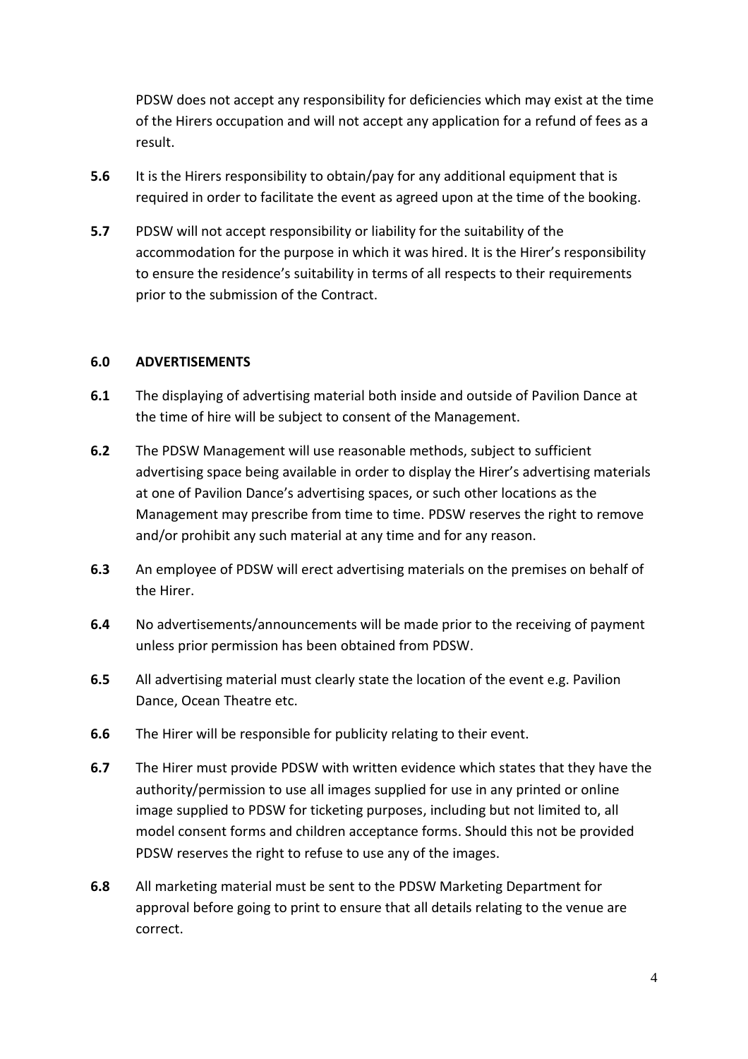PDSW does not accept any responsibility for deficiencies which may exist at the time of the Hirers occupation and will not accept any application for a refund of fees as a result.

**5.6** It is the Hirers responsibility to obtain/pay for any additional equipment that is required in order to facilitate the event as agreed upon at the time of the booking.

**5.7** PDSW will not accept responsibility or liability for the suitability of the accommodation for the purpose in which it was hired. It is the Hirer's responsibility to ensure the residence's suitability in terms of all respects to their requirements prior to the submission of the Contract.

**6.0 ADVERTISEMENTS**

**6.1** The displaying of advertising material both inside and outside of Pavilion Dance at the time of hire will be subject to consent of the Management.

**6.2** The PDSW Management will use reasonable methods, subject to sufficient advertising space being available in order to display the Hirer's advertising materials at one of Pavilion Dance's advertising spaces, or such other locations as the Management may prescribe from time to time. PDSW reserves the right to remove and/or prohibit any such material at any time and for any reason.

**6.3** An employee of PDSW will erect advertising materials on the premises on behalf of the Hirer.

**6.4** No advertisements/announcements will be made prior to the receiving of payment unless prior permission has been obtained from PDSW.

**6.5** All advertising material must clearly state the location of the event e.g. Pavilion Dance, Ocean Theatre etc.

**6.6** The Hirer will be responsible for publicity relating to their event.

**6.7** The Hirer must provide PDSW with written evidence which states that they have the authority/permission to use all images supplied for use in any printed or online image supplied to PDSW for ticketing purposes, including but not limited to, all model consent forms and children acceptance forms. Should this not be provided PDSW reserves the right to refuse to use any of the images.

**6.8** All marketing material must be sent to the PDSW Marketing Department for approval before going to print to ensure that all details relating to the venue are correct.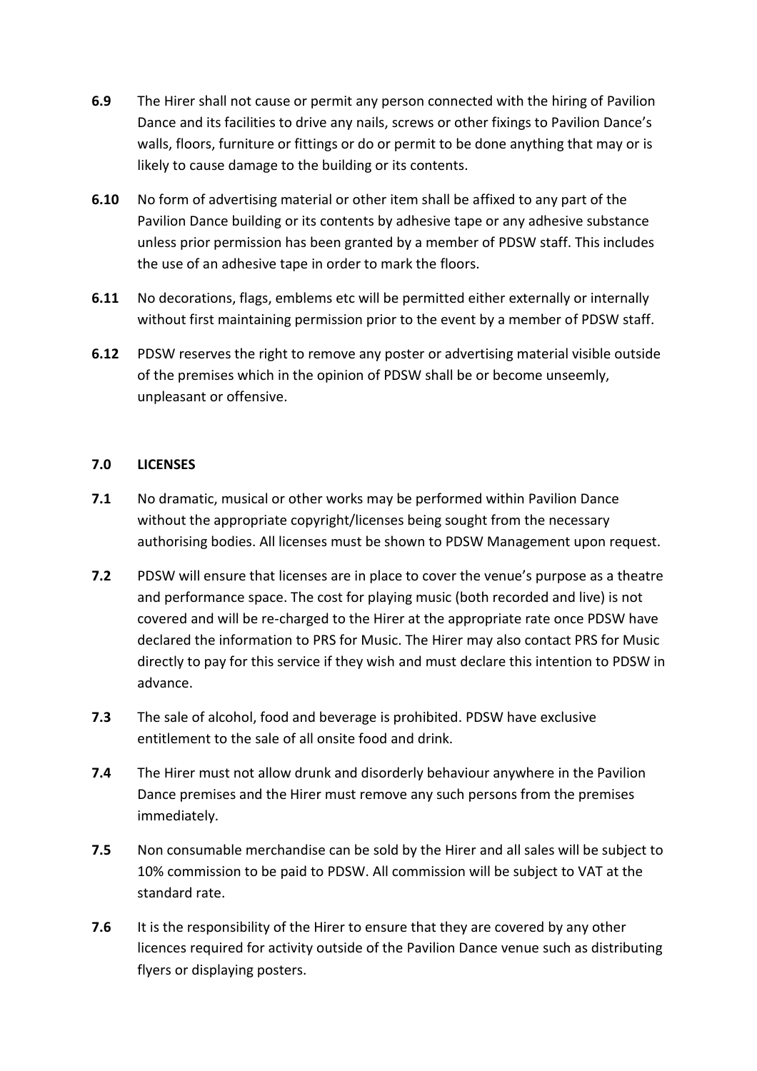**6.9** The Hirer shall not cause or permit any person connected with the hiring of Pavilion Dance and its facilities to drive any nails, screws or other fixings to Pavilion Dance's walls, floors, furniture or fittings or do or permit to be done anything that may or is likely to cause damage to the building or its contents.

**6.10** No form of advertising material or other item shall be affixed to any part of the Pavilion Dance building or its contents by adhesive tape or any adhesive substance unless prior permission has been granted by a member of PDSW staff. This includes the use of an adhesive tape in order to mark the floors.

**6.11** No decorations, flags, emblems etc will be permitted either externally or internally without first maintaining permission prior to the event by a member of PDSW staff.

**6.12** PDSW reserves the right to remove any poster or advertising material visible outside of the premises which in the opinion of PDSW shall be or become unseemly, unpleasant or offensive.

## 7.0 LICENSES

**7.1** No dramatic, musical or other works may be performed within Pavilion Dance without the appropriate copyright/licenses being sought from the necessary authorising bodies. All licenses must be shown to PDSW Management upon request.

**7.2** PDSW will ensure that licenses are in place to cover the venue's purpose as a theatre and performance space. The cost for playing music (both recorded and live) is not covered and will be re-charged to the Hirer at the appropriate rate once PDSW have declared the information to PRS for Music. The Hirer may also contact PRS for Music directly to pay for this service if they wish and must declare this intention to PDSW in advance.

**7.3** The sale of alcohol, food and beverage is prohibited. PDSW have exclusive entitlement to the sale of all onsite food and drink.

**7.4** The Hirer must not allow drunk and disorderly behaviour anywhere in the Pavilion Dance premises and the Hirer must remove any such persons from the premises immediately.

**7.5** Non consumable merchandise can be sold by the Hirer and all sales will be subject to 10% commission to be paid to PDSW. All commission will be subject to VAT at the standard rate.

**7.6** It is the responsibility of the Hirer to ensure that they are covered by any other licences required for activity outside of the Pavilion Dance venue such as distributing flyers or displaying posters.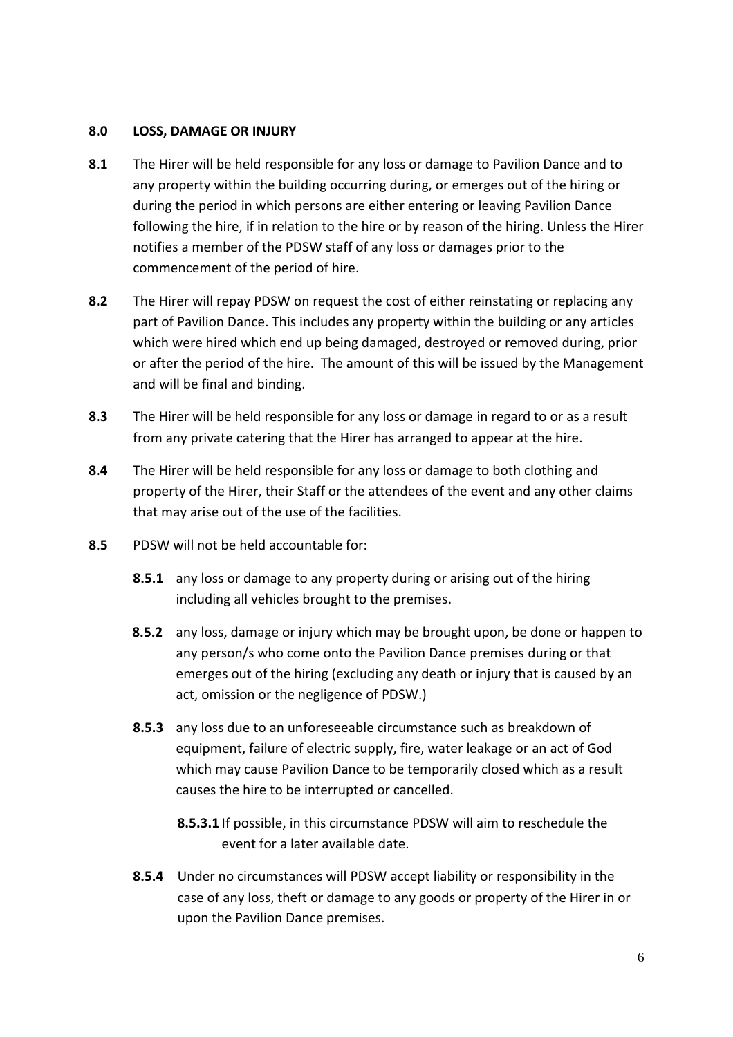**8.0 LOSS, DAMAGE OR INJURY**

**8.1** The Hirer will be held responsible for any loss or damage to Pavilion Dance and to any property within the building occurring during, or emerges out of the hiring or during the period in which persons are either entering or leaving Pavilion Dance following the hire, if in relation to the hire or by reason of the hiring. Unless the Hirer notifies a member of the PDSW staff of any loss or damages prior to the commencement of the period of hire.

**8.2** The Hirer will repay PDSW on request the cost of either reinstating or replacing any part of Pavilion Dance. This includes any property within the building or any articles which were hired which end up being damaged, destroyed or removed during, prior or after the period of the hire. The amount of this will be issued by the Management and will be final and binding.

**8.3** The Hirer will be held responsible for any loss or damage in regard to or as a result from any private catering that the Hirer has arranged to appear at the hire.

**8.4** The Hirer will be held responsible for any loss or damage to both clothing and property of the Hirer, their Staff or the attendees of the event and any other claims that may arise out of the use of the facilities.

**8.5** PDSW will not be held accountable for:

**8.5.1** any loss or damage to any property during or arising out of the hiring including all vehicles brought to the premises.

**8.5.2** any loss, damage or injury which may be brought upon, be done or happen to any person/s who come onto the Pavilion Dance premises during or that emerges out of the hiring (excluding any death or injury that is caused by an act, omission or the negligence of PDSW.)

**8.5.3** any loss due to an unforeseeable circumstance such as breakdown of equipment, failure of electric supply, fire, water leakage or an act of God which may cause Pavilion Dance to be temporarily closed which as a result causes the hire to be interrupted or cancelled.

**8.5.3.1** If possible, in this circumstance PDSW will aim to reschedule the event for a later available date.

**8.5.4** Under no circumstances will PDSW accept liability or responsibility in the case of any loss, theft or damage to any goods or property of the Hirer in or upon the Pavilion Dance premises.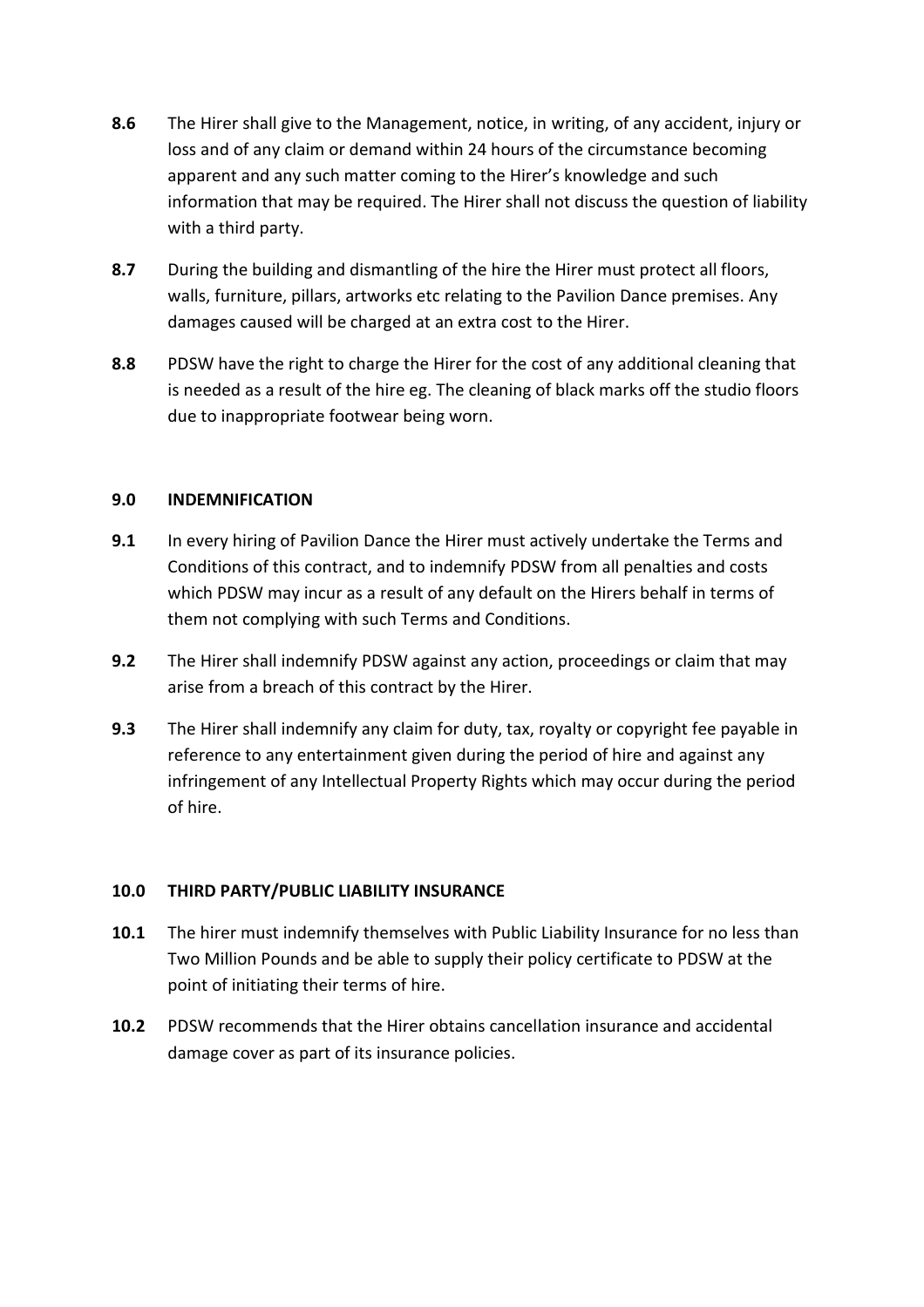**8.6** The Hirer shall give to the Management, notice, in writing, of any accident, injury or loss and of any claim or demand within 24 hours of the circumstance becoming apparent and any such matter coming to the Hirer's knowledge and such information that may be required. The Hirer shall not discuss the question of liability with a third party.

**8.7** During the building and dismantling of the hire the Hirer must protect all floors, walls, furniture, pillars, artworks etc relating to the Pavilion Dance premises. Any damages caused will be charged at an extra cost to the Hirer.

**8.8** PDSW have the right to charge the Hirer for the cost of any additional cleaning that is needed as a result of the hire eg. The cleaning of black marks off the studio floors due to inappropriate footwear being worn.

## 9.0 INDEMNIFICATION

**9.1** In every hiring of Pavilion Dance the Hirer must actively undertake the Terms and Conditions of this contract, and to indemnify PDSW from all penalties and costs which PDSW may incur as a result of any default on the Hirers behalf in terms of them not complying with such Terms and Conditions.

**9.2** The Hirer shall indemnify PDSW against any action, proceedings or claim that may arise from a breach of this contract by the Hirer.

**9.3** The Hirer shall indemnify any claim for duty, tax, royalty or copyright fee payable in reference to any entertainment given during the period of hire and against any infringement of any Intellectual Property Rights which may occur during the period of hire.

## 10.0 THIRD PARTY/PUBLIC LIABILITY INSURANCE

**10.1** The hirer must indemnify themselves with Public Liability Insurance for no less than Two Million Pounds and be able to supply their policy certificate to PDSW at the point of initiating their terms of hire.

**10.2** PDSW recommends that the Hirer obtains cancellation insurance and accidental damage cover as part of its insurance policies.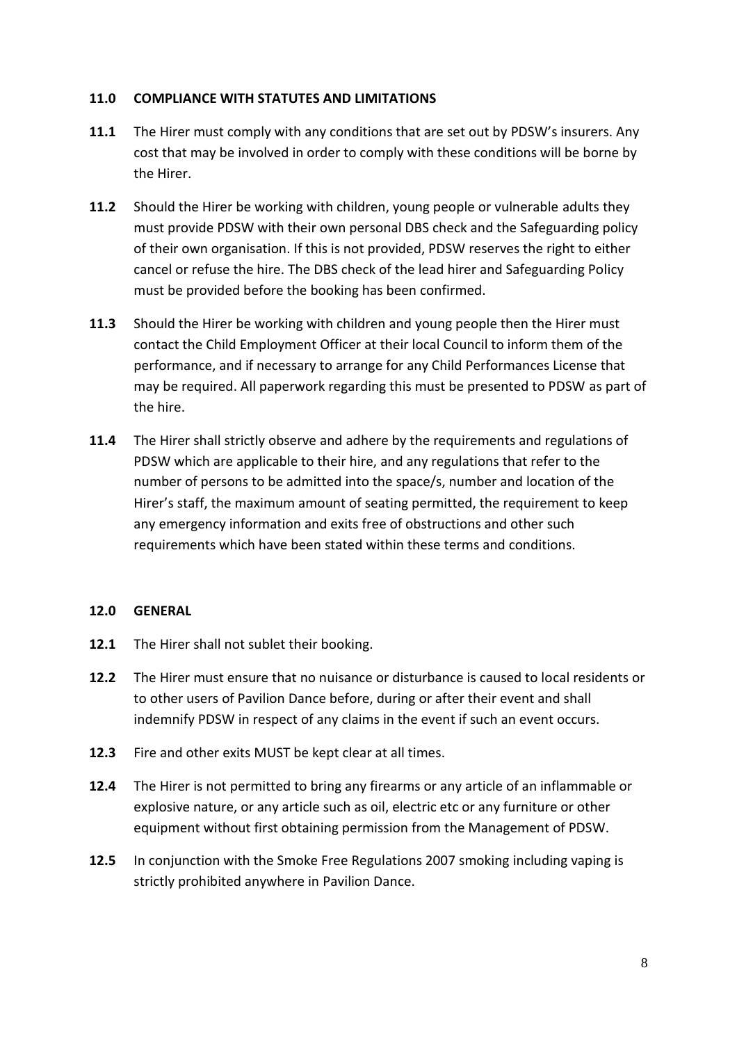## 11.0 COMPLIANCE WITH STATUTES AND LIMITATIONS

**11.1** The Hirer must comply with any conditions that are set out by PDSW's insurers. Any cost that may be involved in order to comply with these conditions will be borne by the Hirer.

**11.2** Should the Hirer be working with children, young people or vulnerable adults they must provide PDSW with their own personal DBS check and the Safeguarding policy of their own organisation. If this is not provided, PDSW reserves the right to either cancel or refuse the hire. The DBS check of the lead hirer and Safeguarding Policy must be provided before the booking has been confirmed.

**11.3** Should the Hirer be working with children and young people then the Hirer must contact the Child Employment Officer at their local Council to inform them of the performance, and if necessary to arrange for any Child Performances License that may be required. All paperwork regarding this must be presented to PDSW as part of the hire.

**11.4** The Hirer shall strictly observe and adhere by the requirements and regulations of PDSW which are applicable to their hire, and any regulations that refer to the number of persons to be admitted into the space/s, number and location of the Hirer's staff, the maximum amount of seating permitted, the requirement to keep any emergency information and exits free of obstructions and other such requirements which have been stated within these terms and conditions.

## 12.0 GENERAL

**12.1** The Hirer shall not sublet their booking.

**12.2** The Hirer must ensure that no nuisance or disturbance is caused to local residents or to other users of Pavilion Dance before, during or after their event and shall indemnify PDSW in respect of any claims in the event if such an event occurs.

**12.3** Fire and other exits MUST be kept clear at all times.

**12.4** The Hirer is not permitted to bring any firearms or any article of an inflammable or explosive nature, or any article such as oil, electric etc or any furniture or other equipment without first obtaining permission from the Management of PDSW.

**12.5** In conjunction with the Smoke Free Regulations 2007 smoking including vaping is strictly prohibited anywhere in Pavilion Dance.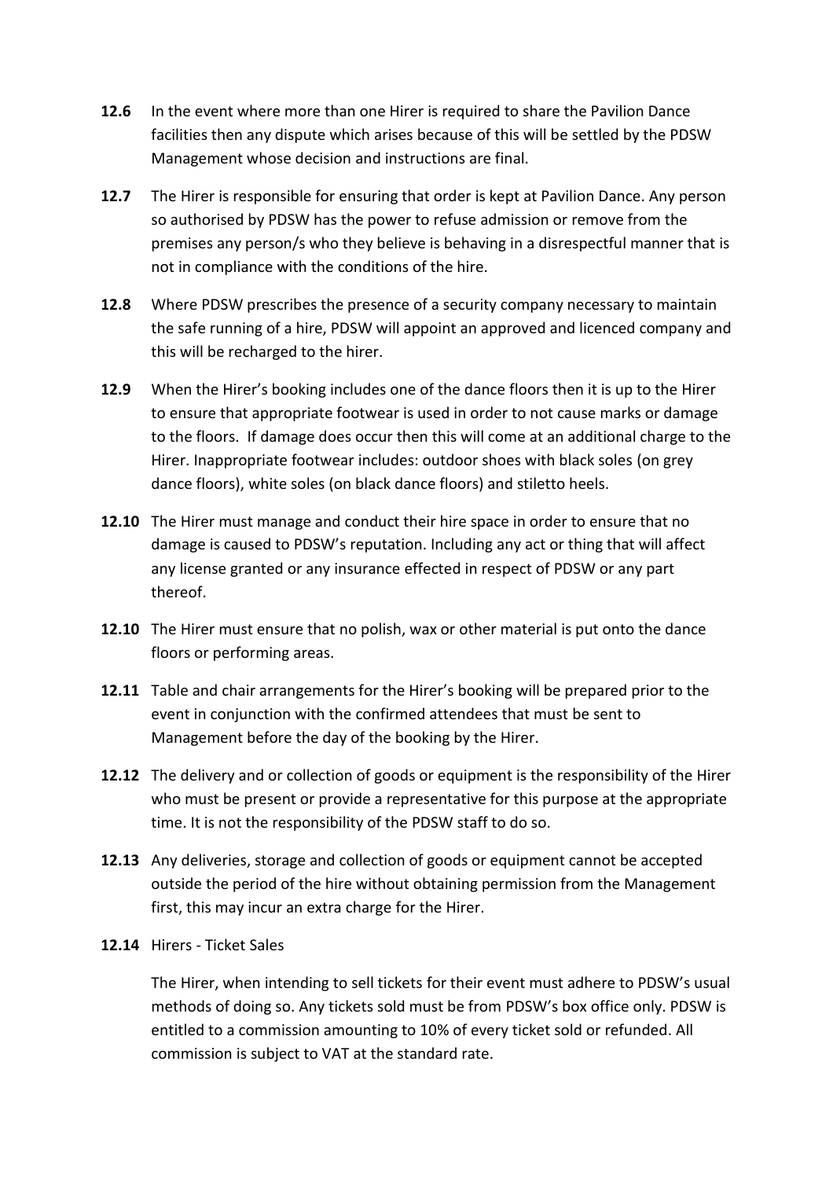**12.6** In the event where more than one Hirer is required to share the Pavilion Dance facilities then any dispute which arises because of this will be settled by the PDSW Management whose decision and instructions are final.

**12.7** The Hirer is responsible for ensuring that order is kept at Pavilion Dance. Any person so authorised by PDSW has the power to refuse admission or remove from the premises any person/s who they believe is behaving in a disrespectful manner that is not in compliance with the conditions of the hire.

**12.8** Where PDSW prescribes the presence of a security company necessary to maintain the safe running of a hire, PDSW will appoint an approved and licenced company and this will be recharged to the hirer.

**12.9** When the Hirer's booking includes one of the dance floors then it is up to the Hirer to ensure that appropriate footwear is used in order to not cause marks or damage to the floors. If damage does occur then this will come at an additional charge to the Hirer. Inappropriate footwear includes: outdoor shoes with black soles (on grey dance floors), white soles (on black dance floors) and stiletto heels.

**12.10** The Hirer must manage and conduct their hire space in order to ensure that no damage is caused to PDSW's reputation. Including any act or thing that will affect any license granted or any insurance effected in respect of PDSW or any part thereof.

**12.10** The Hirer must ensure that no polish, wax or other material is put onto the dance floors or performing areas.

**12.11** Table and chair arrangements for the Hirer's booking will be prepared prior to the event in conjunction with the confirmed attendees that must be sent to Management before the day of the booking by the Hirer.

**12.12** The delivery and or collection of goods or equipment is the responsibility of the Hirer who must be present or provide a representative for this purpose at the appropriate time. It is not the responsibility of the PDSW staff to do so.

**12.13** Any deliveries, storage and collection of goods or equipment cannot be accepted outside the period of the hire without obtaining permission from the Management first, this may incur an extra charge for the Hirer.

**12.14** Hirers - Ticket Sales

The Hirer, when intending to sell tickets for their event must adhere to PDSW's usual methods of doing so. Any tickets sold must be from PDSW's box office only. PDSW is entitled to a commission amounting to 10% of every ticket sold or refunded. All commission is subject to VAT at the standard rate.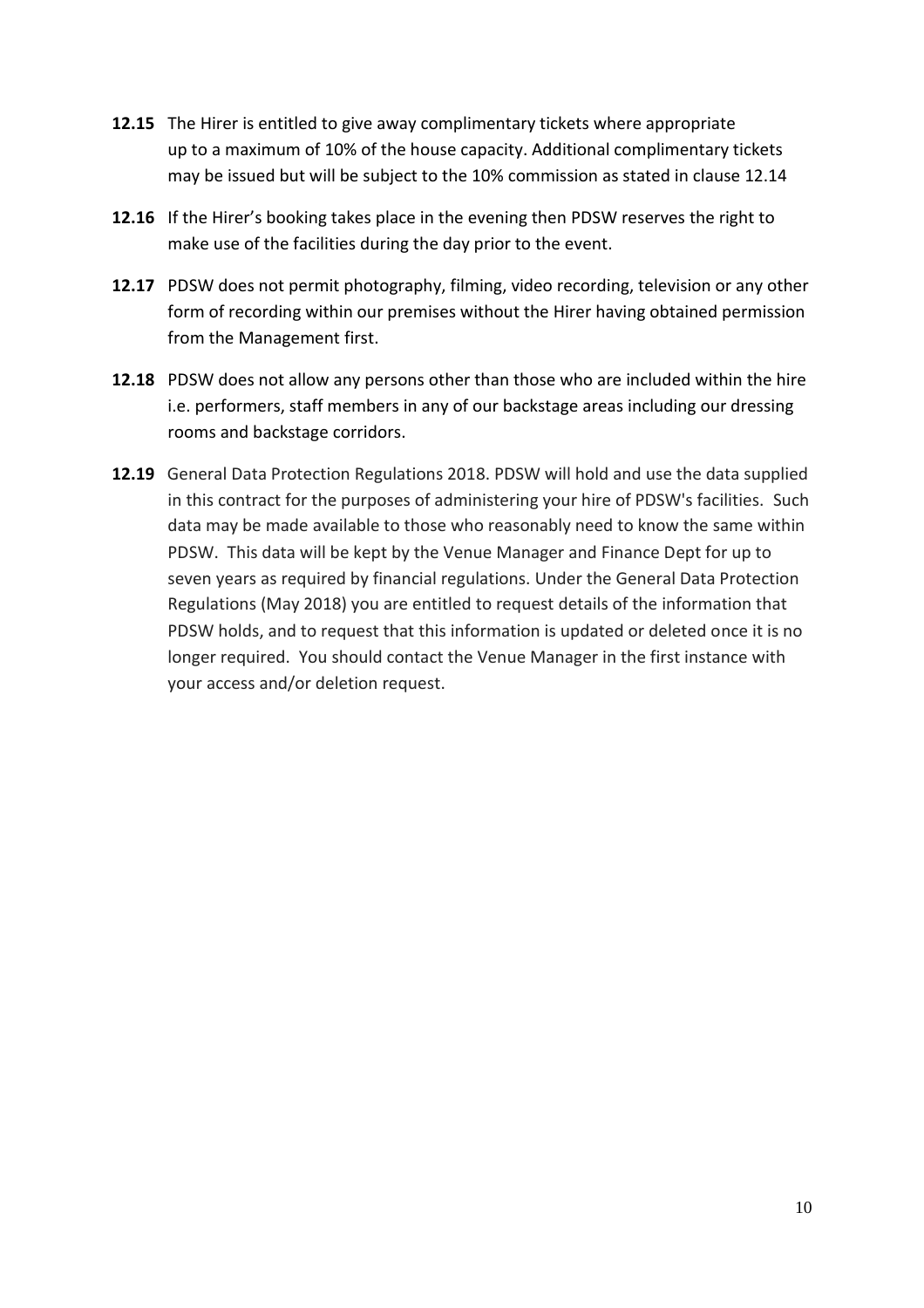**12.15** The Hirer is entitled to give away complimentary tickets where appropriate up to a maximum of 10% of the house capacity. Additional complimentary tickets may be issued but will be subject to the 10% commission as stated in clause 12.14

**12.16** If the Hirer's booking takes place in the evening then PDSW reserves the right to make use of the facilities during the day prior to the event.

**12.17** PDSW does not permit photography, filming, video recording, television or any other form of recording within our premises without the Hirer having obtained permission from the Management first.

**12.18** PDSW does not allow any persons other than those who are included within the hire i.e. performers, staff members in any of our backstage areas including our dressing rooms and backstage corridors.

**12.19** General Data Protection Regulations 2018. PDSW will hold and use the data supplied in this contract for the purposes of administering your hire of PDSW's facilities. Such data may be made available to those who reasonably need to know the same within PDSW. This data will be kept by the Venue Manager and Finance Dept for up to seven years as required by financial regulations. Under the General Data Protection Regulations (May 2018) you are entitled to request details of the information that PDSW holds, and to request that this information is updated or deleted once it is no longer required. You should contact the Venue Manager in the first instance with your access and/or deletion request.